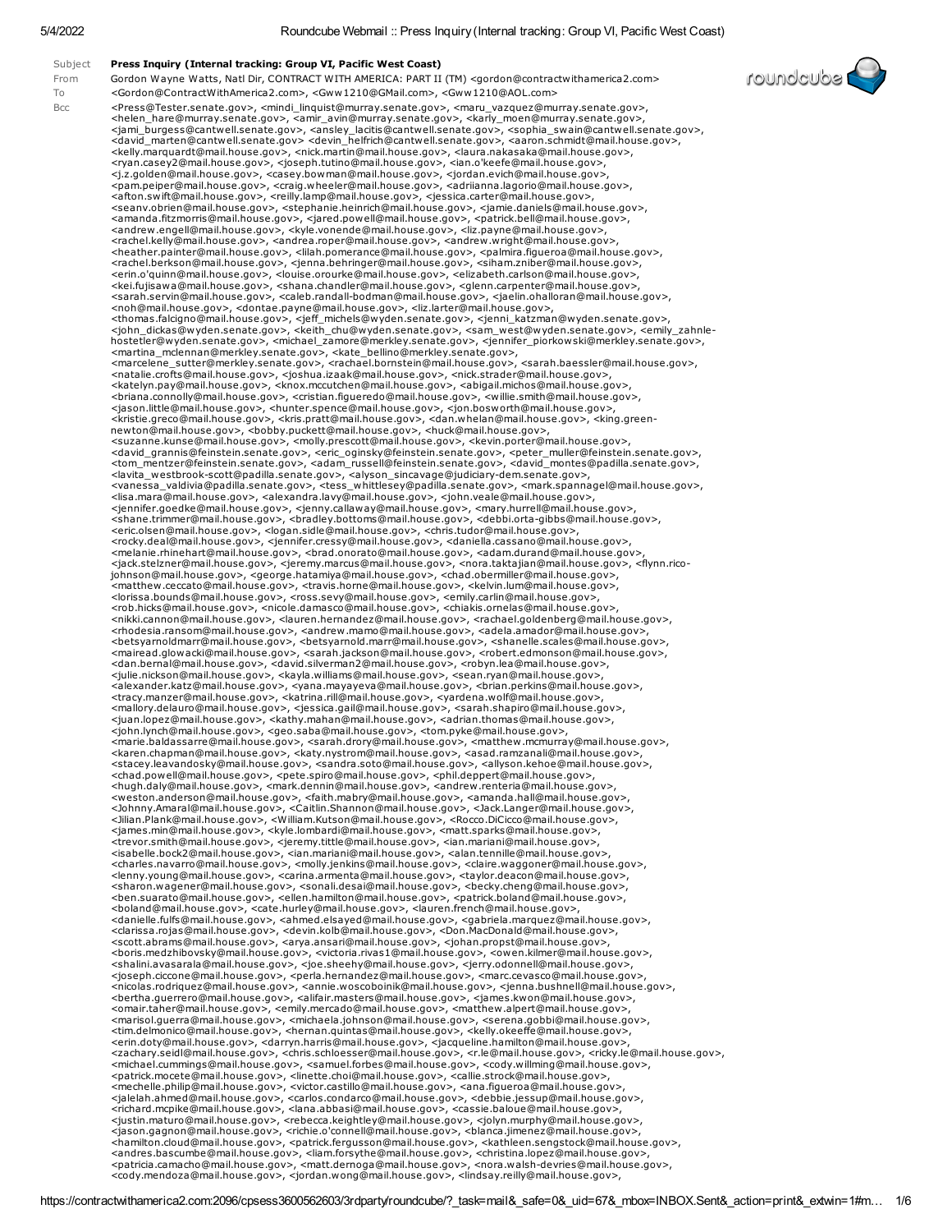**Subject** **Press Inquiry (Internal tracking: Group VI, Pacific West Coast)**

**From** Gordon Wayne Watts, Natl Dir, CONTRACT WITH AMERICA: PART II (TM) <gordon@contractwithamerica2.com>

**To** <Gordon@ContractWithAmerica2.com>, <Gww1210@GMail.com>, <Gww1210@AOL.com>

**Bcc** <Press@Tester.senate.gov>, <mindi_linquist@murray.senate.gov>, <maru_vazquez@murray.senate.gov>, <helen_hare@murray.senate.gov>, <amir_avin@murray.senate.gov>, <karly_moen@murray.senate.gov>, <jami_burgess@cantwell.senate.gov>, <ansley_lacitis@cantwell.senate.gov>, <sophia_swain@cantwell.senate.gov>, <david_marten@cantwell.senate.gov> <devin_helfrich@cantwell.senate.gov>, <aaron.schmidt@mail.house.gov>, <kelly.marquardt@mail.house.gov>, <nick.martin@mail.house.gov>, <laura.nakasaka@mail.house.gov>, <ryan.casey2@mail.house.gov>, <joseph.tutino@mail.house.gov>, <ian.o'keefe@mail.house.gov>, <j.z.golden@mail.house.gov>, <casey.bowman@mail.house.gov>, <jordan.evich@mail.house.gov>, <pam.peiper@mail.house.gov>, <craig.wheeler@mail.house.gov>, <adrianna.lagorio@mail.house.gov>, <afton.swift@mail.house.gov>, <reilly.lamp@mail.house.gov>, <jessica.carter@mail.house.gov>, <seanv.obrien@mail.house.gov>, <stephanie.heinrich@mail.house.gov>, <jamie.daniels@mail.house.gov>, <amanda.fitzmorris@mail.house.gov>, <jared.powell@mail.house.gov>, <patrick.bell@mail.house.gov>, <andrew.engell@mail.house.gov>, <kyle.vonende@mail.house.gov>, <liz.payne@mail.house.gov>, <rachel.kelly@mail.house.gov>, <andrea.roper@mail.house.gov>, <andrew.wright@mail.house.gov>, <heather.painter@mail.house.gov>, <lilah.pomerance@mail.house.gov>, <palmira.figueroa@mail.house.gov>, <rachel.berkson@mail.house.gov>, <jenna.behringer@mail.house.gov>, <siham.zniber@mail.house.gov>, <erin.o'quinn@mail.house.gov>, <louise.orourke@mail.house.gov>, <elizabeth.carlson@mail.house.gov>, <kei.fujisawa@mail.house.gov>, <shana.chandler@mail.house.gov>, <glenn.carpenter@mail.house.gov>, <sarah.servin@mail.house.gov>, <caleb.randall-bodman@mail.house.gov>, <jaelin.ohalloran@mail.house.gov>, <noh@mail.house.gov>, <dontae.payne@mail.house.gov>, <liz.larter@mail.house.gov>, <thomas.falcigno@mail.house.gov>, <jeff_michels@wyden.senate.gov>, <jenni_katzman@wyden.senate.gov>, <john_dickas@wyden.senate.gov>, <keith_chu@wyden.senate.gov>, <sam_west@wyden.senate.gov>, <emily_zahnle-hostetler@wyden.senate.gov>, <michael_zamore@merkley.senate.gov>, <jennifer_piorkowski@merkley.senate.gov>, <martina_mclennan@merkley.senate.gov>, <kate_bellino@merkley.senate.gov>, <marcelene_sutter@merkley.senate.gov>, <rachael.bornstein@mail.house.gov>, <sarah.baessler@mail.house.gov>, <natalie.crofts@mail.house.gov>, <joshua.izaak@mail.house.gov>, <nick.strader@mail.house.gov>, <katelyn.pay@mail.house.gov>, <knox.mccutchen@mail.house.gov>, <abigail.michos@mail.house.gov>, <briana.connolly@mail.house.gov>, <cristian.figueredo@mail.house.gov>, <willie.smith@mail.house.gov>, <jason.little@mail.house.gov>, <hunter.spence@mail.house.gov>, <jon.bosworth@mail.house.gov>, <kristie.greco@mail.house.gov>, <kris.pratt@mail.house.gov>, <dan.whelan@mail.house.gov>, <king.green-newton@mail.house.gov>, <bobby.puckett@mail.house.gov>, <huck@mail.house.gov>, <suzanne.kunse@mail.house.gov>, <molly.prescott@mail.house.gov>, <kevin.porter@mail.house.gov>, <david_grannis@feinstein.senate.gov>, <eric_oginsky@feinstein.senate.gov>, <peter_muller@feinstein.senate.gov>, <tom_mentzer@feinstein.senate.gov>, <adam_russell@feinstein.senate.gov>, <david_montes@padilla.senate.gov>, <lavita_westbrook-scott@padilla.senate.gov>, <alyson_sincavage@judiciary-dem.senate.gov>, <vanessa_valdivia@padilla.senate.gov>, <tess_whittlesey@padilla.senate.gov>, <mark.spannagel@mail.house.gov>, <lisa.mara@mail.house.gov>, <alexandra.lavy@mail.house.gov>, <john.veale@mail.house.gov>, <jennifer.goedke@mail.house.gov>, <jenny.callaway@mail.house.gov>, <mary.hurrell@mail.house.gov>, <shane.trimmer@mail.house.gov>, <bradley.bottoms@mail.house.gov>, <debbi.orta-gibbs@mail.house.gov>, <eric.olsen@mail.house.gov>, <logan.sidle@mail.house.gov>, <chris.tudor@mail.house.gov>, <rocky.deal@mail.house.gov>, <jennifer.cressy@mail.house.gov>, <daniella.cassano@mail.house.gov>, <melanie.rhinehart@mail.house.gov>, <brad.onorato@mail.house.gov>, <adam.durand@mail.house.gov>, <jack.stelzner@mail.house.gov>, <jeremy.marcus@mail.house.gov>, <nora.taktajian@mail.house.gov>, <flynn.rico-johnson@mail.house.gov>, <george.hatamiya@mail.house.gov>, <chad.obermiller@mail.house.gov>, <matthew.ceccato@mail.house.gov>, <travis.horne@mail.house.gov>, <kelvin.lum@mail.house.gov>, <lorissa.bounds@mail.house.gov>, <ross.sevy@mail.house.gov>, <emily.carlin@mail.house.gov>, <rob.hicks@mail.house.gov>, <nicole.damasco@mail.house.gov>, <chiakis.ornelas@mail.house.gov>, <nikki.cannon@mail.house.gov>, <lauren.hernandez@mail.house.gov>, <rachael.goldenberg@mail.house.gov>, <rhodesia.ransom@mail.house.gov>, <andrew.mamo@mail.house.gov>, <adela.amador@mail.house.gov>, <betsyarnoldmarr@mail.house.gov>, <betsyarnold.marr@mail.house.gov>, <shanelle.scales@mail.house.gov>, <mairead.glowacki@mail.house.gov>, <sarah.jackson@mail.house.gov>, <robert.edmonson@mail.house.gov>, <dan.bernal@mail.house.gov>, <david.silverman2@mail.house.gov>, <robyn.lea@mail.house.gov>, <julie.nickson@mail.house.gov>, <kayla.williams@mail.house.gov>, <sean.ryan@mail.house.gov>, <alexander.katz@mail.house.gov>, <yana.mayayeva@mail.house.gov>, <brian.perkins@mail.house.gov>, <tracy.manzer@mail.house.gov>, <katrina.rill@mail.house.gov>, <yardena.wolf@mail.house.gov>, <mallory.delauro@mail.house.gov>, <jessica.gail@mail.house.gov>, <sarah.shapiro@mail.house.gov>, <juan.lopez@mail.house.gov>, <kathy.mahan@mail.house.gov>, <adrian.thomas@mail.house.gov>, <john.lynch@mail.house.gov>, <geo.saba@mail.house.gov>, <tom.pyke@mail.house.gov>, <marie.baldassarre@mail.house.gov>, <sarah.drory@mail.house.gov>, <matthew.mcmurray@mail.house.gov>, <karen.chapman@mail.house.gov>, <katy.nystrom@mail.house.gov>, <asad.ramzanali@mail.house.gov>, <stacey.leavandosky@mail.house.gov>, <sandra.soto@mail.house.gov>, <allyson.kehoe@mail.house.gov>, <chad.powell@mail.house.gov>, <pete.spiro@mail.house.gov>, <phil.deppert@mail.house.gov>, <hugh.daly@mail.house.gov>, <mark.dennin@mail.house.gov>, <andrew.renteria@mail.house.gov>, <weston.anderson@mail.house.gov>, <faith.mabry@mail.house.gov>, <amanda.hall@mail.house.gov>, <Johnny.Amaral@mail.house.gov>, <Caitlin.Shannon@mail.house.gov>, <Jack.Langer@mail.house.gov>, <Jilian.Plank@mail.house.gov>, <William.Kutson@mail.house.gov>, <Rocco.DiCicco@mail.house.gov>, <james.min@mail.house.gov>, <kyle.lombardi@mail.house.gov>, <matt.sparks@mail.house.gov>, <trevor.smith@mail.house.gov>, <jeremy.tittle@mail.house.gov>, <ian.mariani@mail.house.gov>, <isabelle.bock2@mail.house.gov>, <ian.mariani@mail.house.gov>, <alan.tennille@mail.house.gov>, <charles.navarro@mail.house.gov>, <molly.jenkins@mail.house.gov>, <claire.waggoner@mail.house.gov>, <lenny.young@mail.house.gov>, <carina.armenta@mail.house.gov>, <taylor.deacon@mail.house.gov>, <sharon.wagener@mail.house.gov>, <sonali.desai@mail.house.gov>, <becky.cheng@mail.house.gov>, <ben.suarato@mail.house.gov>, <ellen.hamilton@mail.house.gov>, <patrick.boland@mail.house.gov>, <boland@mail.house.gov>, <cate.hurley@mail.house.gov>, <lauren.french@mail.house.gov>, <danielle.fulfs@mail.house.gov>, <ahmed.elsayed@mail.house.gov>, <gabriela.marquez@mail.house.gov>, <clarissa.rojas@mail.house.gov>, <devin.kolb@mail.house.gov>, <Don.MacDonald@mail.house.gov>, <scott.abrams@mail.house.gov>, <arya.ansari@mail.house.gov>, <johan.propst@mail.house.gov>, <boris.medzhibovsky@mail.house.gov>, <victoria.rivas1@mail.house.gov>, <owen.kilmer@mail.house.gov>, <shalini.avasarala@mail.house.gov>, <joe.sheehy@mail.house.gov>, <jerry.odonnell@mail.house.gov>, <joseph.ciccone@mail.house.gov>, <perla.hernandez@mail.house.gov>, <marc.cevasco@mail.house.gov>, <nicolas.rodriquez@mail.house.gov>, <annie.woscoboinik@mail.house.gov>, <jenna.bushnell@mail.house.gov>, <bertha.guerrero@mail.house.gov>, <alifair.masters@mail.house.gov>, <james.kwon@mail.house.gov>, <omair.taher@mail.house.gov>, <emily.mercado@mail.house.gov>, <matthew.alpert@mail.house.gov>, <marisol.guerra@mail.house.gov>, <michaela.johnson@mail.house.gov>, <serena.gobbi@mail.house.gov>, <tim.delmonico@mail.house.gov>, <hernan.quintas@mail.house.gov>, <kelly.okeeffe@mail.house.gov>, <erin.doty@mail.house.gov>, <darryn.harris@mail.house.gov>, <jacqueline.hamilton@mail.house.gov>, <zachary.seidl@mail.house.gov>, <chris.schloesser@mail.house.gov>, <r.le@mail.house.gov>, <ricky.le@mail.house.gov>, <michael.cummings@mail.house.gov>, <samuel.forbes@mail.house.gov>, <cody.willming@mail.house.gov>, <patrick.mocete@mail.house.gov>, <linette.choi@mail.house.gov>, <callie.strock@mail.house.gov>, <mechelle.philip@mail.house.gov>, <victor.castillo@mail.house.gov>, <ana.figueroa@mail.house.gov>, <jalelah.ahmed@mail.house.gov>, <carlos.condarco@mail.house.gov>, <debbie.jessup@mail.house.gov>, <richard.mcpike@mail.house.gov>, <lana.abbasi@mail.house.gov>, <cassie.baloue@mail.house.gov>, <justin.maturo@mail.house.gov>, <rebecca.keightley@mail.house.gov>, <jolyn.murphy@mail.house.gov>, <jason.gagnon@mail.house.gov>, <richie.o'connell@mail.house.gov>, <blanca.jimenez@mail.house.gov>, <hamilton.cloud@mail.house.gov>, <patrick.fergusson@mail.house.gov>, <kathleen.sengstock@mail.house.gov>, <andres.bascumbe@mail.house.gov>, <liam.forsythe@mail.house.gov>, <christina.lopez@mail.house.gov>, <patricia.camacho@mail.house.gov>, <matt.dernoga@mail.house.gov>, <nora.walsh-devries@mail.house.gov>, <cody.mendoza@mail.house.gov>, <jordan.wong@mail.house.gov>, <lindsay.reilly@mail.house.gov>,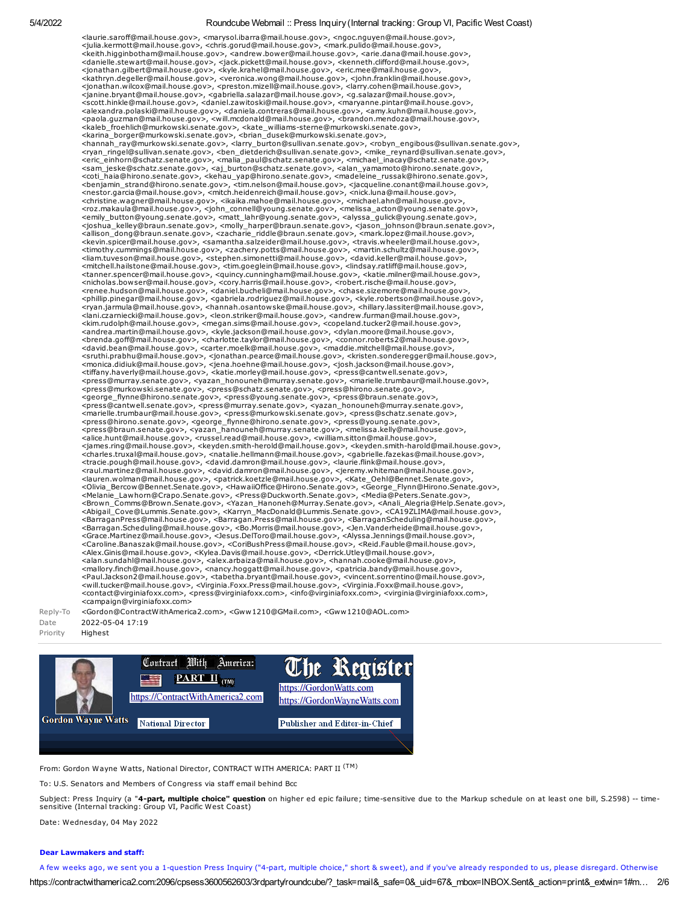<laurie.saroff@mail.house.gov>, <marysol.ibarra@mail.house.gov>, <ngoc.nguyen@mail.house.gov>, <julia.kermott@mail.house.gov>, <chris.gorud@mail.house.gov>, <mark.pulido@mail.house.gov>, <keith.higginbotham@mail.house.gov>, <andrew.bower@mail.house.gov>, <arie.dana@mail.house.gov>, <danielle.stewart@mail.house.gov>, <jack.pickett@mail.house.gov>, <kenneth.clifford@mail.house.gov>, <jonathan.gilbert@mail.house.gov>, <kyle.krahel@mail.house.gov>, <eric.mee@mail.house.gov>, <kathryn.degeller@mail.house.gov>, <veronica.wong@mail.house.gov>, <john.franklin@mail.house.gov>, <jonathan.wilcox@mail.house.gov>, <preston.mizell@mail.house.gov>, <larry.cohen@mail.house.gov>, <janine.bryant@mail.house.gov>, <gabriella.salazar@mail.house.gov>, <g.salazar@mail.house.gov>, <scott.hinkle@mail.house.gov>, <daniel.zawitoski@mail.house.gov>, <maryanne.pintar@mail.house.gov>, <alexandra.polaski@mail.house.gov>, <daniela.contreras@mail.house.gov>, <amy.kuhn@mail.house.gov>, <paola.guzman@mail.house.gov>, <will.mcdonald@mail.house.gov>, <brandon.mendoza@mail.house.gov>, <kaleb_froehlich@murkowski.senate.gov>, <kate_williams-sterne@murkowski.senate.gov>, <karina_borger@murkowski.senate.gov>, <brian_dusek@murkowski.senate.gov>, <hannah_ray@murkowski.senate.gov>, <larry_burton@sullivan.senate.gov>, <robyn_engibous@sullivan.senate.gov>, <ryan_ringel@sullivan.senate.gov>, <ben_dietderich@sullivan.senate.gov>, <mike_reynard@sullivan.senate.gov>, <eric_einhorn@schatz.senate.gov>, <malia_paul@schatz.senate.gov>, <michael_inacay@schatz.senate.gov>, <sam_jeske@schatz.senate.gov>, <aj_burton@schatz.senate.gov>, <alan_yamamoto@hirono.senate.gov>, <coti_haia@hirono.senate.gov>, <kehau_yap@hirono.senate.gov>, <madeleine_russak@hirono.senate.gov>, <benjamin_strand@hirono.senate.gov>, <tim.nelson@mail.house.gov>, <jacqueline.conant@mail.house.gov>, <nestor.garcia@mail.house.gov>, <mitch.heidenreich@mail.house.gov>, <nick.luna@mail.house.gov>, <christine.wagner@mail.house.gov>, <ikaika.mahoe@mail.house.gov>, <michael.ahn@mail.house.gov>, <roz.makaula@mail.house.gov>, <john_connell@young.senate.gov>, <melissa_acton@young.senate.gov>, <emily_button@young.senate.gov>, <matt_lahr@young.senate.gov>, <alyssa_gulick@young.senate.gov>, <joshua_kelley@braun.senate.gov>, <molly_harper@braun.senate.gov>, <jason_johnson@braun.senate.gov>, <allison_dong@braun.senate.gov>, <zacharie_riddle@braun.senate.gov>, <mark.lopez@mail.house.gov>, <kevin.spicer@mail.house.gov>, <samantha.salzeider@mail.house.gov>, <travis.wheeler@mail.house.gov>, <timothy.cummings@mail.house.gov>, <zachery.potts@mail.house.gov>, <martin.schultz@mail.house.gov>, <liam.tuveson@mail.house.gov>, <stephen.simonetti@mail.house.gov>, <david.keller@mail.house.gov>, <mitchell.hailstone@mail.house.gov>, <tim.goeglein@mail.house.gov>, <lindsay.ratliff@mail.house.gov>, <tanner.spencer@mail.house.gov>, <quincy.cunningham@mail.house.gov>, <katie.milner@mail.house.gov>, <nicholas.bowser@mail.house.gov>, <cory.harris@mail.house.gov>, <robert.rische@mail.house.gov>, <renee.hudson@mail.house.gov>, <daniel.bucheli@mail.house.gov>, <chase.sizemore@mail.house.gov>, <phillip.pinegar@mail.house.gov>, <gabriela.rodriguez@mail.house.gov>, <kyle.robertson@mail.house.gov>, <ryan.jarmula@mail.house.gov>, <hannah.osantowske@mail.house.gov>, <hillary.lassiter@mail.house.gov>, <lani.czarniecki@mail.house.gov>, <leon.striker@mail.house.gov>, <andrew.furman@mail.house.gov>, <kim.rudolph@mail.house.gov>, <megan.sims@mail.house.gov>, <copeland.tucker2@mail.house.gov>, <andrea.martin@mail.house.gov>, <kyle.jackson@mail.house.gov>, <dylan.moore@mail.house.gov>, <brenda.goff@mail.house.gov>, <charlotte.taylor@mail.house.gov>, <connor.roberts2@mail.house.gov>, <david.bean@mail.house.gov>, <carter.moelk@mail.house.gov>, <maddie.mitchell@mail.house.gov>, <sruthi.prabhu@mail.house.gov>, <jonathan.pearce@mail.house.gov>, <kristen.sonderegger@mail.house.gov>, <monica.didiuk@mail.house.gov>, <jena.hoehne@mail.house.gov>, <josh.jackson@mail.house.gov>, <tiffany.haverly@mail.house.gov>, <katie.morley@mail.house.gov>, <press@cantwell.senate.gov>, <press@murray.senate.gov>, <yazan_honouneh@murray.senate.gov>, <marielle.trumbaur@mail.house.gov>, <press@murkowski.senate.gov>, <press@schatz.senate.gov>, <press@hirono.senate.gov>, <george_flynne@hirono.senate.gov>, <press@young.senate.gov>, <press@braun.senate.gov>, <press@cantwell.senate.gov>, <press@murray.senate.gov>, <yazan_honouneh@murray.senate.gov>, <marielle.trumbaur@mail.house.gov>, <press@murkowski.senate.gov>, <press@schatz.senate.gov>, <press@hirono.senate.gov>, <george_flynne@hirono.senate.gov>, <press@young.senate.gov>, <press@braun.senate.gov>, <yazan_hanouneh@murray.senate.gov>, <melissa.kelly@mail.house.gov>, <alice.hunt@mail.house.gov>, <russel.read@mail.house.gov>, <william.sitton@mail.house.gov>, <james.ring@mail.house.gov>, <keyden.smith-herold@mail.house.gov>, <keyden.smith-harold@mail.house.gov>, <charles.truxal@mail.house.gov>, <natalie.hellmann@mail.house.gov>, <gabrielle.fazekas@mail.house.gov>, <tracie.pough@mail.house.gov>, <david.damron@mail.house.gov>, <laurie.flink@mail.house.gov>, <raul.martinez@mail.house.gov>, <david.damron@mail.house.gov>, <jeremy.whiteman@mail.house.gov>, <lauren.wolman@mail.house.gov>, <patrick.koetzle@mail.house.gov>, <Kate_Oehl@Bennet.Senate.gov>, <Olivia_Bercow@Bennet.Senate.gov>, <HawaiiOffice@Hirono.Senate.gov>, <George_Flynn@Hirono.Senate.gov>, <Melanie_Lawhorn@Crapo.Senate.gov>, <Press@Duckworth.Senate.gov>, <Media@Peters.Senate.gov>, <Brown_Comms@Brown.Senate.gov>, <Yazan_Hanoneh@Murray.Senate.gov>, <Anali_Alegria@Help.Senate.gov>, <Abigail_Cove@Lummis.Senate.gov>, <Karryn_MacDonald@Lummis.Senate.gov>, <CA19ZLIMA@mail.house.gov>, <BarraganPress@mail.house.gov>, <Barragan.Press@mail.house.gov>, <BarraganScheduling@mail.house.gov>, <Barragan.Scheduling@mail.house.gov>, <Bo.Morris@mail.house.gov>, <Jen.Vanderheide@mail.house.gov>, <Grace.Martinez@mail.house.gov>, <Jesus.DelToro@mail.house.gov>, <Alyssa.Jennings@mail.house.gov>, <Caroline.Banaszak@mail.house.gov>, <CoriBushPress@mail.house.gov>, <Reid.Fauble@mail.house.gov>, <Alex.Ginis@mail.house.gov>, <Kylea.Davis@mail.house.gov>, <Derrick.Utley@mail.house.gov>, <alan.sundahl@mail.house.gov>, <alex.arbaiza@mail.house.gov>, <hannah.cooke@mail.house.gov>, <mallory.finch@mail.house.gov>, <nancy.hoggatt@mail.house.gov>, <patricia.bandy@mail.house.gov>, <Paul.Jackson2@mail.house.gov>, <tabetha.bryant@mail.house.gov>, <vincent.sorrentino@mail.house.gov>, <will.tucker@mail.house.gov>, <Virginia.Foxx.Press@mail.house.gov>, <Virginia.Foxx@mail.house.gov>, <contact@virginiafoxx.com>, <press@virginiafoxx.com>, <info@virginiafoxx.com>, <virginia@virginiafoxx.com>, <campaign@virginiafoxx.com>

Reply-To: <Gordon@ContractWithAmerica2.com>, <Gww1210@GMail.com>, <Gww1210@AOL.com>

Date: 2022-05-04 17:19

Priority: Highest

Gordon Wayne Watts — Contract With America: PART II (TM) — https://ContractWithAmerica2.com — National Director

The Register — https://GordonWatts.com — https://GordonWayneWatts.com — Publisher and Editor-in-Chief

From: Gordon Wayne Watts, National Director, CONTRACT WITH AMERICA: PART II (TM)

To: U.S. Senators and Members of Congress via staff email behind Bcc

Subject: Press Inquiry (a "**4-part, multiple choice" question** on higher ed epic failure; time-sensitive due to the Markup schedule on at least one bill, S.2598) -- time-sensitive (Internal tracking: Group VI, Pacific West Coast)

Date: Wednesday, 04 May 2022

**Dear Lawmakers and staff:**

A few weeks ago, we sent you a 1-question Press Inquiry ("4-part, multiple choice," short & sweet), and if you've already responded to us, please disregard. Otherwise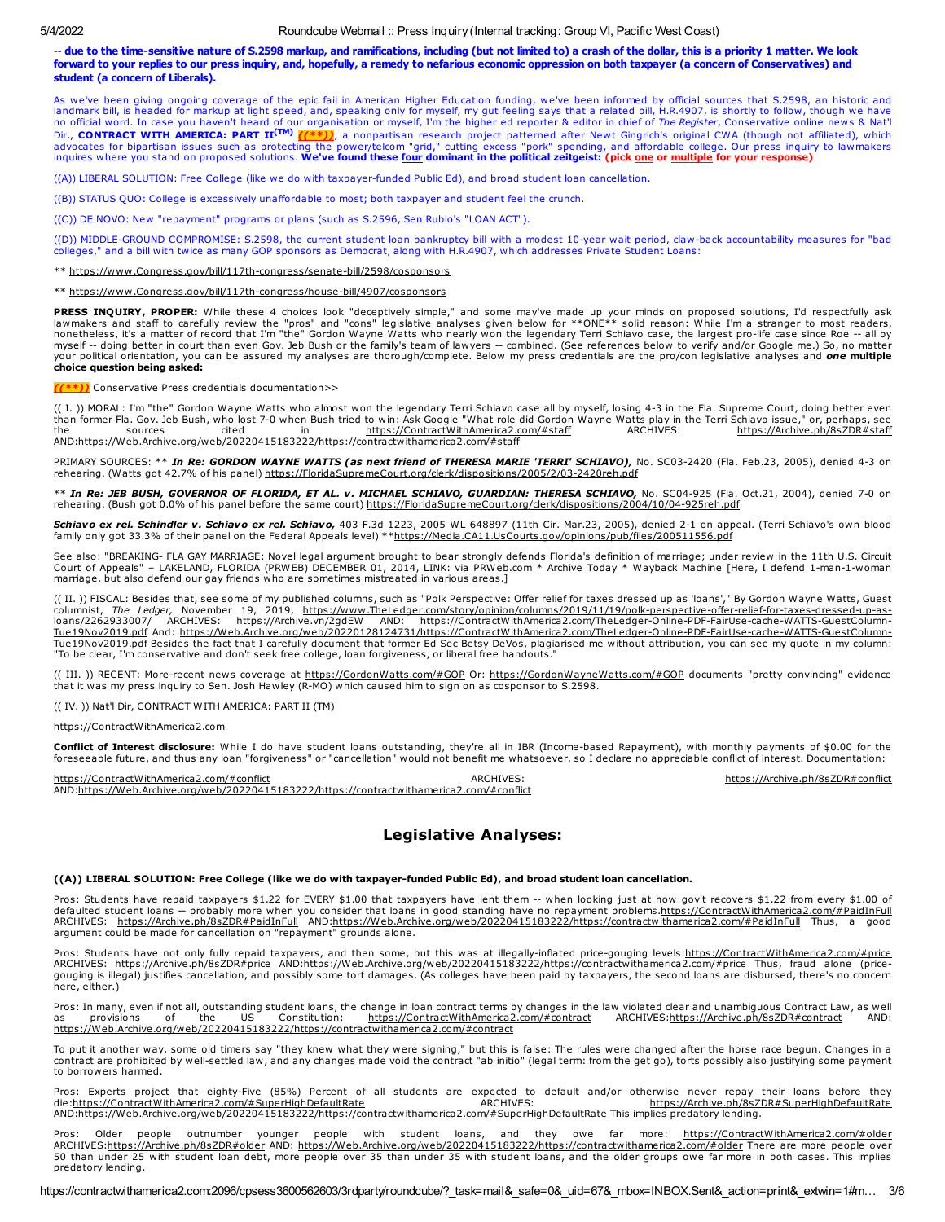-- **due to the time-sensitive nature of S.2598 markup, and ramifications, including (but not limited to) a crash of the dollar, this is a priority 1 matter. We look forward to your replies to our press inquiry, and, hopefully, a remedy to nefarious economic oppression on both taxpayer (a concern of Conservatives) and student (a concern of Liberals).**

As we've been giving ongoing coverage of the epic fail in American Higher Education funding, we've been informed by official sources that S.2598, an historic and landmark bill, is headed for markup at light speed, and, speaking only for myself, my gut feeling says that a related bill, H.R.4907, is shortly to follow, though we have no official word. In case you haven't heard of our organisation or myself, I'm the higher ed reporter & editor in chief of *The Register*, Conservative online news & Nat'l Dir., **CONTRACT WITH AMERICA: PART II(TM)** ***((\*\*))***, a nonpartisan research project patterned after Newt Gingrich's original CWA (though not affiliated), which advocates for bipartisan issues such as protecting the power/telecom "grid," cutting excess "pork" spending, and affordable college. Our press inquiry to lawmakers inquires where you stand on proposed solutions. **We've found these four dominant in the political zeitgeist: (pick one or multiple for your response)**

((A)) LIBERAL SOLUTION: Free College (like we do with taxpayer-funded Public Ed), and broad student loan cancellation.

((B)) STATUS QUO: College is excessively unaffordable to most; both taxpayer and student feel the crunch.

((C)) DE NOVO: New "repayment" programs or plans (such as S.2596, Sen Rubio's "LOAN ACT").

((D)) MIDDLE-GROUND COMPROMISE: S.2598, the current student loan bankruptcy bill with a modest 10-year wait period, claw-back accountability measures for "bad colleges," and a bill with twice as many GOP sponsors as Democrat, along with H.R.4907, which addresses Private Student Loans:

** https://www.Congress.gov/bill/117th-congress/senate-bill/2598/cosponsors

** https://www.Congress.gov/bill/117th-congress/house-bill/4907/cosponsors

**PRESS INQUIRY, PROPER:** While these 4 choices look "deceptively simple," and some may've made up your minds on proposed solutions, I'd respectfully ask lawmakers and staff to carefully review the "pros" and "cons" legislative analyses given below for **ONE** solid reason: While I'm a stranger to most readers, nonetheless, it's a matter of record that I'm "the" Gordon Wayne Watts who nearly won the legendary Terri Schiavo case, the largest pro-life case since Roe -- all by myself -- doing better in court than even Gov. Jeb Bush or the family's team of lawyers -- combined. (See references below to verify and/or Google me.) So, no matter your political orientation, you can be assured my analyses are thorough/complete. Below my press credentials are the pro/con legislative analyses and ***one* multiple choice question being asked:**

***((\*\*))*** Conservative Press credentials documentation>>

(( I. )) MORAL: I'm "the" Gordon Wayne Watts who almost won the legendary Terri Schiavo case all by myself, losing 4-3 in the Fla. Supreme Court, doing better even than former Fla. Gov. Jeb Bush, who lost 7-0 when Bush tried to win: Ask Google "What role did Gordon Wayne Watts play in the Terri Schiavo issue," or, perhaps, see the sources cited in https://ContractWithAmerica2.com/#staff ARCHIVES: https://Archive.ph/8sZDR#staff AND:https://Web.Archive.org/web/20220415183222/https://contractwithamerica2.com/#staff

PRIMARY SOURCES: ** ***In Re: GORDON WAYNE WATTS (as next friend of THERESA MARIE 'TERRI' SCHIAVO),*** No. SC03-2420 (Fla. Feb.23, 2005), denied 4-3 on rehearing. (Watts got 42.7% of his panel) https://FloridaSupremeCourt.org/clerk/dispositions/2005/2/03-2420reh.pdf

** ***In Re: JEB BUSH, GOVERNOR OF FLORIDA, ET AL. v. MICHAEL SCHIAVO, GUARDIAN: THERESA SCHIAVO,*** No. SC04-925 (Fla. Oct.21, 2004), denied 7-0 on rehearing. (Bush got 0.0% of his panel before the same court) https://FloridaSupremeCourt.org/clerk/dispositions/2004/10/04-925reh.pdf

***Schiavo ex rel. Schindler v. Schiavo ex rel. Schiavo,*** 403 F.3d 1223, 2005 WL 648897 (11th Cir. Mar.23, 2005), denied 2-1 on appeal. (Terri Schiavo's own blood family only got 33.3% of their panel on the Federal Appeals level) **https://Media.CA11.UsCourts.gov/opinions/pub/files/200511556.pdf

See also: "BREAKING- FLA GAY MARRIAGE: Novel legal argument brought to bear strongly defends Florida's definition of marriage; under review in the 11th U.S. Circuit Court of Appeals" – LAKELAND, FLORIDA (PRWEB) DECEMBER 01, 2014, LINK: via PRWeb.com * Archive Today * Wayback Machine [Here, I defend 1-man-1-woman marriage, but also defend our gay friends who are sometimes mistreated in various areas.]

(( II. )) FISCAL: Besides that, see some of my published columns, such as "Polk Perspective: Offer relief for taxes dressed up as 'loans'," By Gordon Wayne Watts, Guest columnist, *The Ledger,* November 19, 2019, https://www.TheLedger.com/story/opinion/columns/2019/11/19/polk-perspective-offer-relief-for-taxes-dressed-up-as-loans/2262933007/ ARCHIVES: https://Archive.vn/2gdEW AND: https://ContractWithAmerica2.com/TheLedger-Online-PDF-FairUse-cache-WATTS-GuestColumn-Tue19Nov2019.pdf And: https://Web.Archive.org/web/20220128124731/https://ContractWithAmerica2.com/TheLedger-Online-PDF-FairUse-cache-WATTS-GuestColumn-Tue19Nov2019.pdf Besides the fact that I carefully document that former Ed Sec Betsy DeVos, plagiarised me without attribution, you can see my quote in my column: "To be clear, I'm conservative and don't seek free college, loan forgiveness, or liberal free handouts."

(( III. )) RECENT: More-recent news coverage at https://GordonWatts.com/#GOP Or: https://GordonWayneWatts.com/#GOP documents "pretty convincing" evidence that it was my press inquiry to Sen. Josh Hawley (R-MO) which caused him to sign on as cosponsor to S.2598.

(( IV. )) Nat'l Dir, CONTRACT WITH AMERICA: PART II (TM)

https://ContractWithAmerica2.com

**Conflict of Interest disclosure:** While I do have student loans outstanding, they're all in IBR (Income-based Repayment), with monthly payments of $0.00 for the foreseeable future, and thus any loan "forgiveness" or "cancellation" would not benefit me whatsoever, so I declare no appreciable conflict of interest. Documentation:

https://ContractWithAmerica2.com/#conflict ARCHIVES: https://Archive.ph/8sZDR#conflict AND:https://Web.Archive.org/web/20220415183222/https://contractwithamerica2.com/#conflict

## Legislative Analyses:

**((A)) LIBERAL SOLUTION: Free College (like we do with taxpayer-funded Public Ed), and broad student loan cancellation.**

Pros: Students have repaid taxpayers $1.22 for EVERY $1.00 that taxpayers have lent them -- when looking just at how gov't recovers $1.22 from every $1.00 of defaulted student loans -- probably more when you consider that loans in good standing have no repayment problems.https://ContractWithAmerica2.com/#PaidInFull ARCHIVES: https://Archive.ph/8sZDR#PaidInFull AND:https://Web.Archive.org/web/20220415183222/https://contractwithamerica2.com/#PaidInFull Thus, a good argument could be made for cancellation on "repayment" grounds alone.

Pros: Students have not only fully repaid taxpayers, and then some, but this was at illegally-inflated price-gouging levels:https://ContractWithAmerica2.com/#price ARCHIVES: https://Archive.ph/8sZDR#price AND:https://Web.Archive.org/web/20220415183222/https://contractwithamerica2.com/#price Thus, fraud alone (price-gouging is illegal) justifies cancellation, and possibly some tort damages. (As colleges have been paid by taxpayers, the second loans are disbursed, there's no concern here, either.)

Pros: In many, even if not all, outstanding student loans, the change in loan contract terms by changes in the law violated clear and unambiguous Contract Law, as well as provisions of the US Constitution: https://ContractWithAmerica2.com/#contract ARCHIVES:https://Archive.ph/8sZDR#contract AND: https://Web.Archive.org/web/20220415183222/https://contractwithamerica2.com/#contract

To put it another way, some old timers say "they knew what they were signing," but this is false: The rules were changed after the horse race begun. Changes in a contract are prohibited by well-settled law, and any changes made void the contract "ab initio" (legal term: from the get go), torts possibly also justifying some payment to borrowers harmed.

Pros: Experts project that eighty-Five (85%) Percent of all students are expected to default and/or otherwise never repay their loans before they die:https://ContractWithAmerica2.com/#SuperHighDefaultRate ARCHIVES: https://Archive.ph/8sZDR#SuperHighDefaultRate AND:https://Web.Archive.org/web/20220415183222/https://contractwithamerica2.com/#SuperHighDefaultRate This implies predatory lending.

Pros: Older people outnumber younger people with student loans, and they owe far more: https://ContractWithAmerica2.com/#older ARCHIVES:https://Archive.ph/8sZDR#older AND: https://Web.Archive.org/web/20220415183222/https://contractwithamerica2.com/#older There are more people over 50 than under 25 with student loan debt, more people over 35 than under 35 with student loans, and the older groups owe far more in both cases. This implies predatory lending.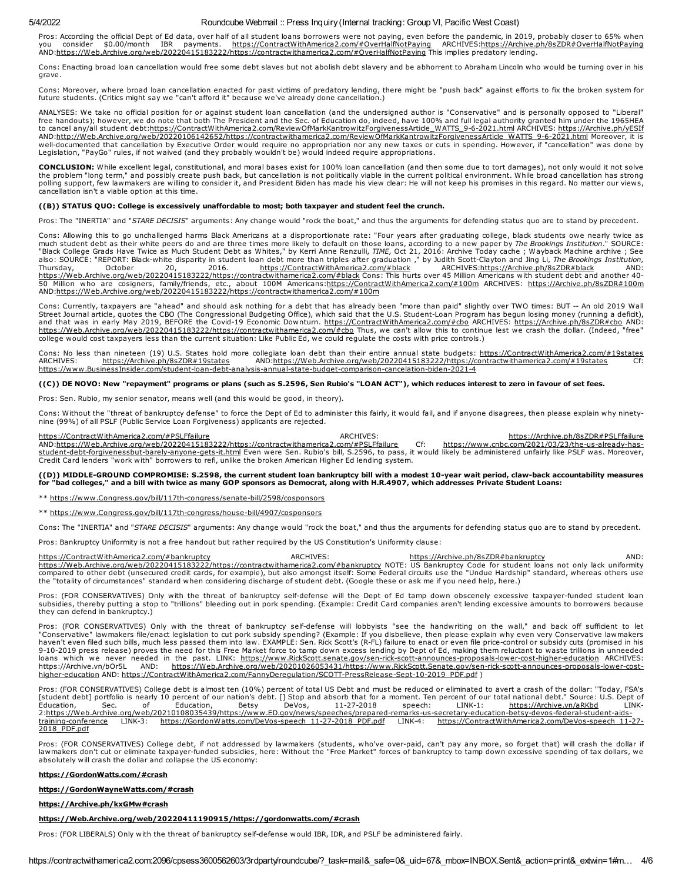Pros: According the official Dept of Ed data, over half of all student loans borrowers were not paying, even before the pandemic, in 2019, probably closer to 65% when you consider $0.00/month IBR payments. https://ContractWithAmerica2.com/#OverHalfNotPaying ARCHIVES:https://Archive.ph/8sZDR#OverHalfNotPaying AND:https://Web.Archive.org/web/20220415183222/https://contractwithamerica2.com/#OverHalfNotPaying This implies predatory lending.

Cons: Enacting broad loan cancellation would free some debt slaves but not abolish debt slavery and be abhorrent to Abraham Lincoln who would be turning over in his grave.

Cons: Moreover, where broad loan cancellation enacted for past victims of predatory lending, there might be "push back" against efforts to fix the broken system for future students. (Critics might say we "can't afford it" because we've already done cancellation.)

ANALYSES: We take no official position for or against student loan cancellation (and the undersigned author is "Conservative" and is personally opposed to "Liberal" free handouts); however, we do note that both The President and the Sec. of Education do, indeed, have 100% and full legal authority granted him under the 1965HEA to cancel any/all student debt:https://ContractWithAmerica2.com/ReviewOfMarkKantrowitzForgivenessArticle_WATTS_9-6-2021.html ARCHIVES: https://Archive.ph/yESIf AND:http://Web.Archive.org/web/20220106142652/https://contractwithamerica2.com/ReviewOfMarkKantrowitzForgivenessArticle_WATTS_9-6-2021.html Moreover, it is well-documented that cancellation by Executive Order would require no appropriation nor any new taxes or cuts in spending. However, if "cancellation" was done by Legislation, "PayGo" rules, if not waived (and they probably wouldn't be) would indeed require appropriations.

**CONCLUSION:** While excellent legal, constitutional, and moral bases exist for 100% loan cancellation (and then some due to tort damages), not only would it not solve the problem "long term," and possibly create push back, but cancellation is not politically viable in the current political environment. While broad cancellation has strong polling support, few lawmakers are willing to consider it, and President Biden has made his view clear: He will not keep his promises in this regard. No matter our views, cancellation isn't a viable option at this time.

**((B)) STATUS QUO: College is excessively unaffordable to most; both taxpayer and student feel the crunch.**

Pros: The "INERTIA" and "*STARE DECISIS*" arguments: Any change would "rock the boat," and thus the arguments for defending status quo are to stand by precedent.

Cons: Allowing this to go unchallenged harms Black Americans at a disproportionate rate: "Four years after graduating college, black students owe nearly twice as much student debt as their white peers do and are three times more likely to default on those loans, according to a new paper by *The Brookings Institution*." SOURCE: "Black College Grads Have Twice as Much Student Debt as Whites," by Kerri Anne Renzulli, *TIME,* Oct 21, 2016: Archive Today cache ; Wayback Machine archive ; See also: SOURCE: "REPORT: Black-white disparity in student loan debt more than triples after graduation ," by Judith Scott-Clayton and Jing Li, *The Brookings Institution,* Thursday, October 20, 2016. https://ContractWithAmerica2.com/#black ARCHIVES:https://Archive.ph/8sZDR#black AND: https://Web.Archive.org/web/20220415183222/https://contractwithamerica2.com/#black Cons: This hurts over 45 Million Americans with student debt and another 40-50 Million who are cosigners, family/friends, etc., about 100M Americans:https://ContractWithAmerica2.com/#100m ARCHIVES: https://Archive.ph/8sZDR#100m AND:https://Web.Archive.org/web/20220415183222/https://contractwithamerica2.com/#100m

Cons: Currently, taxpayers are "ahead" and should ask nothing for a debt that has already been "more than paid" slightly over TWO times: BUT -- An old 2019 Wall Street Journal article, quotes the CBO (The Congressional Budgeting Office), which said that the U.S. Student-Loan Program has begun losing money (running a deficit), and that was in early May 2019, BEFORE the Covid-19 Economic Downturn. https://ContractWithAmerica2.com/#cbo ARCHIVES: https://Archive.ph/8sZDR#cbo AND: https://Web.Archive.org/web/20220415183222/https://contractwithamerica2.com/#cbo Thus, we can't allow this to continue lest we crash the dollar. (Indeed, "free" college would cost taxpayers less than the current situation: Like Public Ed, we could regulate the costs with price controls.)

Cons: No less than nineteen (19) U.S. States hold more collegiate loan debt than their entire annual state budgets: https://ContractWithAmerica2.com/#19states ARCHIVES: https://Archive.ph/8sZDR#19states AND:https://Web.Archive.org/web/20220415183222/https://contractwithamerica2.com/#19states Cf: https://www.BusinessInsider.com/student-loan-debt-analysis-annual-state-budget-comparison-cancelation-biden-2021-4

**((C)) DE NOVO: New "repayment" programs or plans (such as S.2596, Sen Rubio's "LOAN ACT"), which reduces interest to zero in favour of set fees.**

Pros: Sen. Rubio, my senior senator, means well (and this would be good, in theory).

Cons: Without the "threat of bankruptcy defense" to force the Dept of Ed to administer this fairly, it would fail, and if anyone disagrees, then please explain why ninety-nine (99%) of all PSLF (Public Service Loan Forgiveness) applicants are rejected.

https://ContractWithAmerica2.com/#PSLFfailure ARCHIVES: https://Archive.ph/8sZDR#PSLFfailure AND:https://Web.Archive.org/web/20220415183222/https://contractwithamerica2.com/#PSLFfailure Cf: https://www.cnbc.com/2021/03/23/the-us-already-has-student-debt-forgivenessbut-barely-anyone-gets-it.html Even were Sen. Rubio's bill, S.2596, to pass, it would likely be administered unfairly like PSLF was. Moreover, Credit Card lenders "work with" borrowers to refi, unlike the broken American Higher Ed lending system.

**((D)) MIDDLE-GROUND COMPROMISE: S.2598, the current student loan bankruptcy bill with a modest 10-year wait period, claw-back accountability measures for "bad colleges," and a bill with twice as many GOP sponsors as Democrat, along with H.R.4907, which addresses Private Student Loans:**

** https://www.Congress.gov/bill/117th-congress/senate-bill/2598/cosponsors

** https://www.Congress.gov/bill/117th-congress/house-bill/4907/cosponsors

Cons: The "INERTIA" and "*STARE DECISIS*" arguments: Any change would "rock the boat," and thus the arguments for defending status quo are to stand by precedent.

Pros: Bankruptcy Uniformity is not a free handout but rather required by the US Constitution's Uniformity clause:

https://ContractWithAmerica2.com/#bankruptcy ARCHIVES: https://Archive.ph/8sZDR#bankruptcy AND: https://Web.Archive.org/web/20220415183222/https://contractwithamerica2.com/#bankruptcy NOTE: US Bankruptcy Code for student loans not only lack uniformity compared to other debt (unsecured credit cards, for example), but also amongst itself: Some Federal circuits use the "Undue Hardship" standard, whereas others use the "totality of circumstances" standard when considering discharge of student debt. (Google these or ask me if you need help, here.)

Pros: (FOR CONSERVATIVES) Only with the threat of bankruptcy self-defense will the Dept of Ed tamp down obscenely excessive taxpayer-funded student loan subsidies, thereby putting a stop to "trillions" bleeding out in pork spending. (Example: Credit Card companies aren't lending excessive amounts to borrowers because they can defend in bankruptcy.)

Pros: (FOR CONSERVATIVES) Only with the threat of bankruptcy self-defense will lobbyists "see the handwriting on the wall," and back off sufficient to let "Conservative" lawmakers file/enact legislation to cut pork subsidy spending? (Example: If you disbelieve, then please explain why even very Conservative lawmakers haven't even filed such bills, much less passed them into law. EXAMPLE: Sen. Rick Scott's (R-FL) failure to enact or even file price-control or subsidy cuts (promised in his 9-10-2019 press release) proves the need for this Free Market force to tamp down excess lending by Dept of Ed, making them reluctant to waste trillions in unneeded loans which we never needed in the past. LINK: https://www.RickScott.senate.gov/sen-rick-scott-announces-proposals-lower-cost-higher-education ARCHIVES: https://Archive.vn/bOr5L AND: https://Web.Archive.org/web/20201026053431/https://www.RickScott.Senate.gov/sen-rick-scott-announces-proposals-lower-cost-higher-education AND: https://ContractWithAmerica2.com/FannyDeregulation/SCOTT-PressRelease-Sept-10-2019_PDF.pdf )

Pros: (FOR CONSERVATIVES) College debt is almost ten (10%) percent of total US Debt and must be reduced or eliminated to avert a crash of the dollar: "Today, FSA's [student debt] portfolio is nearly 10 percent of our nation's debt. [] Stop and absorb that for a moment. Ten percent of our total national debt." Source: U.S. Dept of Education, Sec. of Education, Betsy DeVos, 11-27-2018 speech: LINK-1: https://Archive.vn/aRKbd LINK-2:https://Web.Archive.org/web/20210108035439/https://www.ED.gov/news/speeches/prepared-remarks-us-secretary-education-betsy-devos-federal-student-aids-training-conference LINK-3: https://GordonWatts.com/DeVos-speech_11-27-2018_PDF.pdf LINK-4: https://ContractWithAmerica2.com/DeVos-speech_11-27-2018_PDF.pdf

Pros: (FOR CONSERVATIVES) College debt, if not addressed by lawmakers (students, who've over-paid, can't pay any more, so forget that) will crash the dollar if lawmakers don't cut or eliminate taxpayer-funded subsidies, here: Without the "Free Market" forces of bankruptcy to tamp down excessive spending of tax dollars, we absolutely will crash the dollar and collapse the US economy:

**https://GordonWatts.com/#crash**

**https://GordonWayneWatts.com/#crash**

**https://Archive.ph/kxGMw#crash**

**https://Web.Archive.org/web/20220411190915/https://gordonwatts.com/#crash**

Pros: (FOR LIBERALS) Only with the threat of bankruptcy self-defense would IBR, IDR, and PSLF be administered fairly.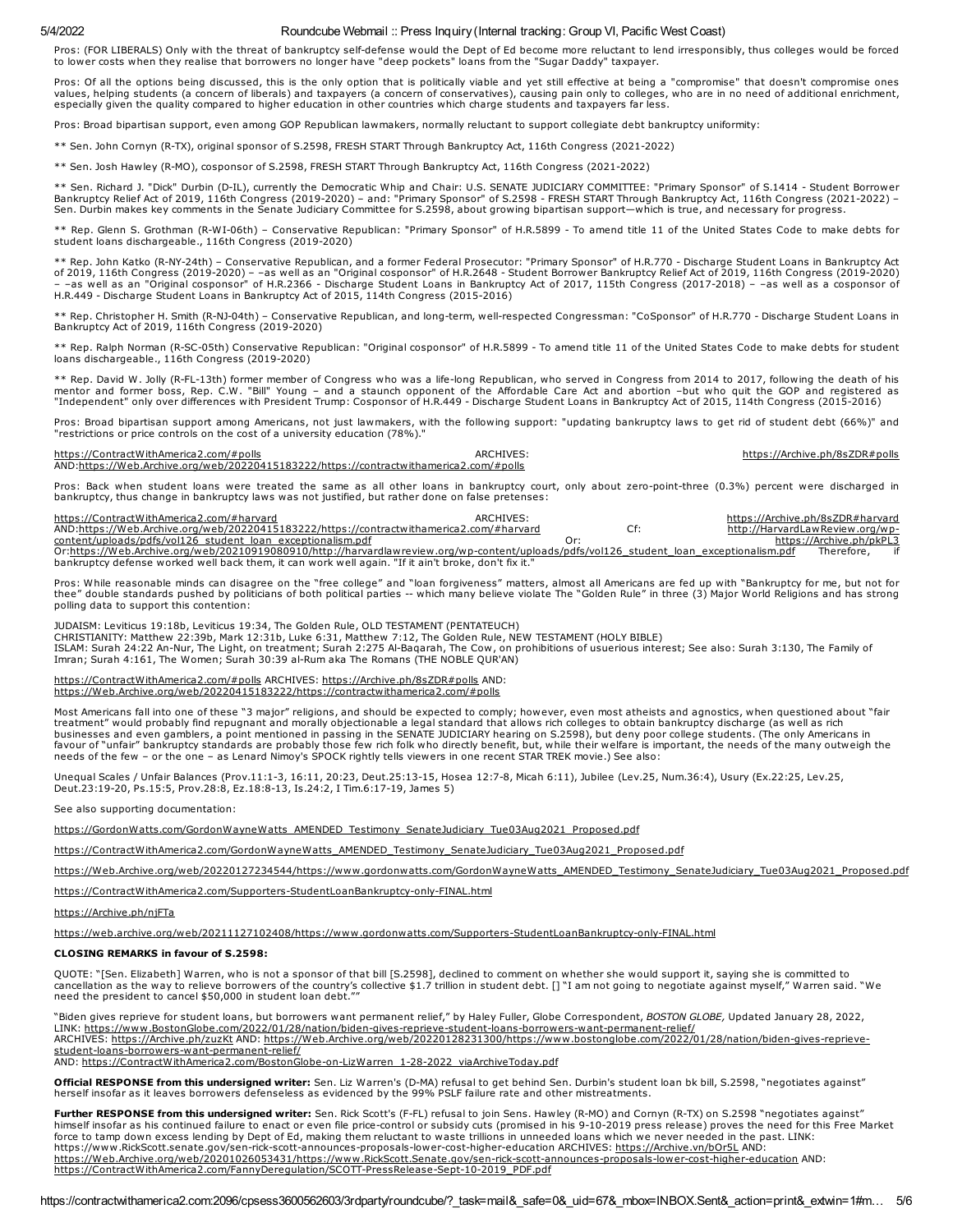Pros: (FOR LIBERALS) Only with the threat of bankruptcy self-defense would the Dept of Ed become more reluctant to lend irresponsibly, thus colleges would be forced to lower costs when they realise that borrowers no longer have "deep pockets" loans from the "Sugar Daddy" taxpayer.

Pros: Of all the options being discussed, this is the only option that is politically viable and yet still effective at being a "compromise" that doesn't compromise ones values, helping students (a concern of liberals) and taxpayers (a concern of conservatives), causing pain only to colleges, who are in no need of additional enrichment, especially given the quality compared to higher education in other countries which charge students and taxpayers far less.

Pros: Broad bipartisan support, even among GOP Republican lawmakers, normally reluctant to support collegiate debt bankruptcy uniformity:

** Sen. John Cornyn (R-TX), original sponsor of S.2598, FRESH START Through Bankruptcy Act, 116th Congress (2021-2022)

** Sen. Josh Hawley (R-MO), cosponsor of S.2598, FRESH START Through Bankruptcy Act, 116th Congress (2021-2022)

** Sen. Richard J. "Dick" Durbin (D-IL), currently the Democratic Whip and Chair: U.S. SENATE JUDICIARY COMMITTEE: "Primary Sponsor" of S.1414 - Student Borrower Bankruptcy Relief Act of 2019, 116th Congress (2019-2020) – and: "Primary Sponsor" of S.2598 - FRESH START Through Bankruptcy Act, 116th Congress (2021-2022) – Sen. Durbin makes key comments in the Senate Judiciary Committee for S.2598, about growing bipartisan support—which is true, and necessary for progress.

** Rep. Glenn S. Grothman (R-WI-06th) – Conservative Republican: "Primary Sponsor" of H.R.5899 - To amend title 11 of the United States Code to make debts for student loans dischargeable., 116th Congress (2019-2020)

** Rep. John Katko (R-NY-24th) – Conservative Republican, and a former Federal Prosecutor: "Primary Sponsor" of H.R.770 - Discharge Student Loans in Bankruptcy Act of 2019, 116th Congress (2019-2020) – –as well as an "Original cosponsor" of H.R.2648 - Student Borrower Bankruptcy Relief Act of 2019, 116th Congress (2019-2020) – –as well as an "Original cosponsor" of H.R.2366 - Discharge Student Loans in Bankruptcy Act of 2017, 115th Congress (2017-2018) – –as well as a cosponsor of H.R.449 - Discharge Student Loans in Bankruptcy Act of 2015, 114th Congress (2015-2016)

** Rep. Christopher H. Smith (R-NJ-04th) – Conservative Republican, and long-term, well-respected Congressman: "CoSponsor" of H.R.770 - Discharge Student Loans in Bankruptcy Act of 2019, 116th Congress (2019-2020)

** Rep. Ralph Norman (R-SC-05th) Conservative Republican: "Original cosponsor" of H.R.5899 - To amend title 11 of the United States Code to make debts for student loans dischargeable., 116th Congress (2019-2020)

** Rep. David W. Jolly (R-FL-13th) former member of Congress who was a life-long Republican, who served in Congress from 2014 to 2017, following the death of his mentor and former boss, Rep. C.W. "Bill" Young – and a staunch opponent of the Affordable Care Act and abortion –but who quit the GOP and registered as "Independent" only over differences with President Trump: Cosponsor of H.R.449 - Discharge Student Loans in Bankruptcy Act of 2015, 114th Congress (2015-2016)

Pros: Broad bipartisan support among Americans, not just lawmakers, with the following support: "updating bankruptcy laws to get rid of student debt (66%)" and "restrictions or price controls on the cost of a university education (78%)."

https://ContractWithAmerica2.com/#polls ARCHIVES: https://Archive.ph/8sZDR#polls AND:https://Web.Archive.org/web/20220415183222/https://contractwithamerica2.com/#polls

Pros: Back when student loans were treated the same as all other loans in bankruptcy court, only about zero-point-three (0.3%) percent were discharged in bankruptcy, thus change in bankruptcy laws was not justified, but rather done on false pretenses:

https://ContractWithAmerica2.com/#harvard ARCHIVES: https://Archive.ph/8sZDR#harvard AND:https://Web.Archive.org/web/20220415183222/https://contractwithamerica2.com/#harvard Cf: http://HarvardLawReview.org/wp-content/uploads/pdfs/vol126_student_loan_exceptionalism.pdf Or: https://Archive.ph/pkPL3 Or:https://Web.Archive.org/web/20210919080910/http://harvardlawreview.org/wp-content/uploads/pdfs/vol126_student_loan_exceptionalism.pdf Therefore, if bankruptcy defense worked well back them, it can work well again. "If it ain't broke, don't fix it."

Pros: While reasonable minds can disagree on the "free college" and "loan forgiveness" matters, almost all Americans are fed up with "Bankruptcy for me, but not for thee" double standards pushed by politicians of both political parties -- which many believe violate The "Golden Rule" in three (3) Major World Religions and has strong polling data to support this contention:

JUDAISM: Leviticus 19:18b, Leviticus 19:34, The Golden Rule, OLD TESTAMENT (PENTATEUCH)
CHRISTIANITY: Matthew 22:39b, Mark 12:31b, Luke 6:31, Matthew 7:12, The Golden Rule, NEW TESTAMENT (HOLY BIBLE)
ISLAM: Surah 24:22 An-Nur, The Light, on treatment; Surah 2:275 Al-Baqarah, The Cow, on prohibitions of usuerious interest; See also: Surah 3:130, The Family of Imran; Surah 4:161, The Women; Surah 30:39 al-Rum aka The Romans (THE NOBLE QUR'AN)

https://ContractWithAmerica2.com/#polls ARCHIVES: https://Archive.ph/8sZDR#polls AND: https://Web.Archive.org/web/20220415183222/https://contractwithamerica2.com/#polls

Most Americans fall into one of these "3 major" religions, and should be expected to comply; however, even most atheists and agnostics, when questioned about "fair treatment" would probably find repugnant and morally objectionable a legal standard that allows rich colleges to obtain bankruptcy discharge (as well as rich businesses and even gamblers, a point mentioned in passing in the SENATE JUDICIARY hearing on S.2598), but deny poor college students. (The only Americans in favour of "unfair" bankruptcy standards are probably those few rich folk who directly benefit, but, while their welfare is important, the needs of the many outweigh the needs of the few – or the one – as Lenard Nimoy's SPOCK rightly tells viewers in one recent STAR TREK movie.) See also:

Unequal Scales / Unfair Balances (Prov.11:1-3, 16:11, 20:23, Deut.25:13-15, Hosea 12:7-8, Micah 6:11), Jubilee (Lev.25, Num.36:4), Usury (Ex.22:25, Lev.25, Deut.23:19-20, Ps.15:5, Prov.28:8, Ez.18:8-13, Is.24:2, I Tim.6:17-19, James 5)

See also supporting documentation:

https://GordonWatts.com/GordonWayneWatts_AMENDED_Testimony_SenateJudiciary_Tue03Aug2021_Proposed.pdf

https://ContractWithAmerica2.com/GordonWayneWatts_AMENDED_Testimony_SenateJudiciary_Tue03Aug2021_Proposed.pdf

https://Web.Archive.org/web/20220127234544/https://www.gordonwatts.com/GordonWayneWatts_AMENDED_Testimony_SenateJudiciary_Tue03Aug2021_Proposed.pdf

https://ContractWithAmerica2.com/Supporters-StudentLoanBankruptcy-only-FINAL.html

https://Archive.ph/njFTa

https://web.archive.org/web/20211127102408/https://www.gordonwatts.com/Supporters-StudentLoanBankruptcy-only-FINAL.html

**CLOSING REMARKS in favour of S.2598:**

QUOTE: "[Sen. Elizabeth] Warren, who is not a sponsor of that bill [S.2598], declined to comment on whether she would support it, saying she is committed to cancellation as the way to relieve borrowers of the country's collective $1.7 trillion in student debt. [] "I am not going to negotiate against myself," Warren said. "We need the president to cancel $50,000 in student loan debt.""

"Biden gives reprieve for student loans, but borrowers want permanent relief," by Haley Fuller, Globe Correspondent, *BOSTON GLOBE,* Updated January 28, 2022, LINK: https://www.BostonGlobe.com/2022/01/28/nation/biden-gives-reprieve-student-loans-borrowers-want-permanent-relief/
ARCHIVES: https://Archive.ph/zuzKt AND: https://Web.Archive.org/web/20220128231300/https://www.bostonglobe.com/2022/01/28/nation/biden-gives-reprieve-student-loans-borrowers-want-permanent-relief/
AND: https://ContractWithAmerica2.com/BostonGlobe-on-LizWarren_1-28-2022_viaArchiveToday.pdf

**Official RESPONSE from this undersigned writer:** Sen. Liz Warren's (D-MA) refusal to get behind Sen. Durbin's student loan bk bill, S.2598, "negotiates against" herself insofar as it leaves borrowers defenseless as evidenced by the 99% PSLF failure rate and other mistreatments.

**Further RESPONSE from this undersigned writer:** Sen. Rick Scott's (F-FL) refusal to join Sens. Hawley (R-MO) and Cornyn (R-TX) on S.2598 "negotiates against" himself insofar as his continued failure to enact or even file price-control or subsidy cuts (promised in his 9-10-2019 press release) proves the need for this Free Market force to tamp down excess lending by Dept of Ed, making them reluctant to waste trillions in unneeded loans which we never needed in the past. LINK: https://www.RickScott.senate.gov/sen-rick-scott-announces-proposals-lower-cost-higher-education ARCHIVES: https://Archive.vn/bOr5L AND: https://Web.Archive.org/web/20201026053431/https://www.RickScott.Senate.gov/sen-rick-scott-announces-proposals-lower-cost-higher-education AND: https://ContractWithAmerica2.com/FannyDeregulation/SCOTT-PressRelease-Sept-10-2019_PDF.pdf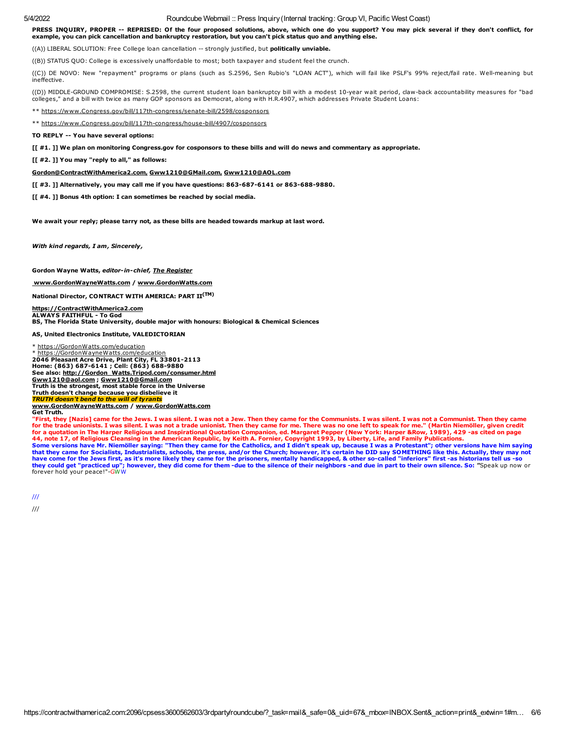**PRESS INQUIRY, PROPER -- REPRISED: Of the four proposed solutions, above, which one do you support? You may pick several if they don't conflict, for example, you can pick cancellation and bankruptcy restoration, but you can't pick status quo and anything else.**

((A)) LIBERAL SOLUTION: Free College loan cancellation -- strongly justified, but **politically unviable.**

((B)) STATUS QUO: College is excessively unaffordable to most; both taxpayer and student feel the crunch.

((C)) DE NOVO: New "repayment" programs or plans (such as S.2596, Sen Rubio's "LOAN ACT"), which will fail like PSLF's 99% reject/fail rate. Well-meaning but ineffective.

((D)) MIDDLE-GROUND COMPROMISE: S.2598, the current student loan bankruptcy bill with a modest 10-year wait period, claw-back accountability measures for "bad colleges," and a bill with twice as many GOP sponsors as Democrat, along with H.R.4907, which addresses Private Student Loans:

** https://www.Congress.gov/bill/117th-congress/senate-bill/2598/cosponsors

** https://www.Congress.gov/bill/117th-congress/house-bill/4907/cosponsors

**TO REPLY -- You have several options:**

**[[ #1. ]] We plan on monitoring Congress.gov for cosponsors to these bills and will do news and commentary as appropriate.**

**[[ #2. ]] You may "reply to all," as follows:**

**Gordon@ContractWithAmerica2.com, Gww1210@GMail.com, Gww1210@AOL.com**

**[[ #3. ]] Alternatively, you may call me if you have questions: 863-687-6141 or 863-688-9880.**

**[[ #4. ]] Bonus 4th option: I can sometimes be reached by social media.**

**We await your reply; please tarry not, as these bills are headed towards markup at last word.**

***With kind regards, I am, Sincerely,***

**Gordon Wayne Watts, *editor-in-chief, The Register***

**www.GordonWayneWatts.com / www.GordonWatts.com**

**National Director, CONTRACT WITH AMERICA: PART II(TM)**

**https://ContractWithAmerica2.com**
**ALWAYS FAITHFUL - To God**
**BS, The Florida State University, double major with honours: Biological & Chemical Sciences**

**AS, United Electronics Institute, VALEDICTORIAN**

* https://GordonWatts.com/education
* https://GordonWayneWatts.com/education
**2046 Pleasant Acre Drive, Plant City, FL 33801-2113**
**Home: (863) 687-6141 ; Cell: (863) 688-9880**
**See also: http://Gordon_Watts.Tripod.com/consumer.html**
**Gww1210@aol.com ; Gww1210@Gmail.com**
**Truth is the strongest, most stable force in the Universe**
**Truth doesn't change because you disbelieve it**
***TRUTH doesn't bend to the will of tyrants***
**www.GordonWayneWatts.com / www.GordonWatts.com**
**Get Truth.**
**"First, they [Nazis] came for the Jews. I was silent. I was not a Jew. Then they came for the Communists. I was silent. I was not a Communist. Then they came for the trade unionists. I was silent. I was not a trade unionist. Then they came for me. There was no one left to speak for me." (Martin Niemöller, given credit for a quotation in The Harper Religious and Inspirational Quotation Companion, ed. Margaret Pepper (New York: Harper &Row, 1989), 429 -as cited on page 44, note 17, of Religious Cleansing in the American Republic, by Keith A. Fornier, Copyright 1993, by Liberty, Life, and Family Publications.**
**Some versions have Mr. Niemöller saying: "Then they came for the Catholics, and I didn't speak up, because I was a Protestant"; other versions have him saying that they came for Socialists, Industrialists, schools, the press, and/or the Church; however, it's certain he DID say SOMETHING like this. Actually, they may not have come for the Jews first, as it's more likely they came for the prisoners, mentally handicapped, & other so-called "inferiors" first -as historians tell us -so they could get "practiced up"; however, they did come for them -due to the silence of their neighbors -and due in part to their own silence. So:** "Speak up now or forever hold your peace!"-GWW

///

///